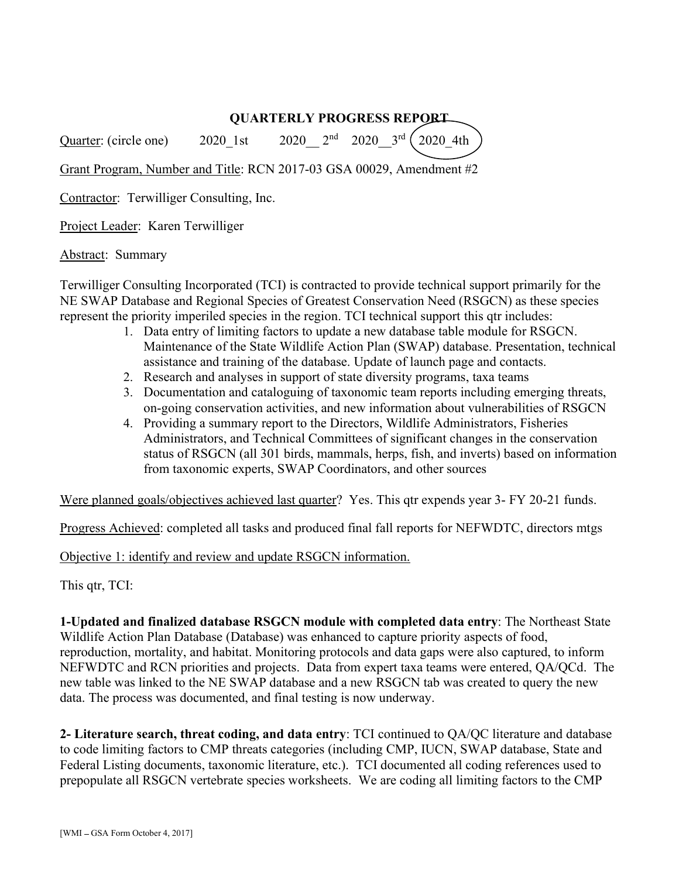# QUARTERLY PROGRESS REPORT

Quarter: (circle one) 2020_1st 2020__ 2nd 2020__3rd (2020_4th)

Grant Program, Number and Title: RCN 2017-03 GSA 00029, Amendment #2

Contractor: Terwilliger Consulting, Inc.

Project Leader: Karen Terwilliger

Abstract: Summary

Terwilliger Consulting Incorporated (TCI) is contracted to provide technical support primarily for the NE SWAP Database and Regional Species of Greatest Conservation Need (RSGCN) as these species represent the priority imperiled species in the region. TCI technical support this qtr includes:

1. Data entry of limiting factors to update a new database table module for RSGCN. Maintenance of the State Wildlife Action Plan (SWAP) database. Presentation, technical assistance and training of the database. Update of launch page and contacts.
2. Research and analyses in support of state diversity programs, taxa teams
3. Documentation and cataloguing of taxonomic team reports including emerging threats, on-going conservation activities, and new information about vulnerabilities of RSGCN
4. Providing a summary report to the Directors, Wildlife Administrators, Fisheries Administrators, and Technical Committees of significant changes in the conservation status of RSGCN (all 301 birds, mammals, herps, fish, and inverts) based on information from taxonomic experts, SWAP Coordinators, and other sources

Were planned goals/objectives achieved last quarter? Yes. This qtr expends year 3- FY 20-21 funds.

Progress Achieved: completed all tasks and produced final fall reports for NEFWDTC, directors mtgs

Objective 1: identify and review and update RSGCN information.

This qtr, TCI:

**1-Updated and finalized database RSGCN module with completed data entry**: The Northeast State Wildlife Action Plan Database (Database) was enhanced to capture priority aspects of food, reproduction, mortality, and habitat. Monitoring protocols and data gaps were also captured, to inform NEFWDTC and RCN priorities and projects. Data from expert taxa teams were entered, QA/QCd. The new table was linked to the NE SWAP database and a new RSGCN tab was created to query the new data. The process was documented, and final testing is now underway.

**2- Literature search, threat coding, and data entry**: TCI continued to QA/QC literature and database to code limiting factors to CMP threats categories (including CMP, IUCN, SWAP database, State and Federal Listing documents, taxonomic literature, etc.). TCI documented all coding references used to prepopulate all RSGCN vertebrate species worksheets. We are coding all limiting factors to the CMP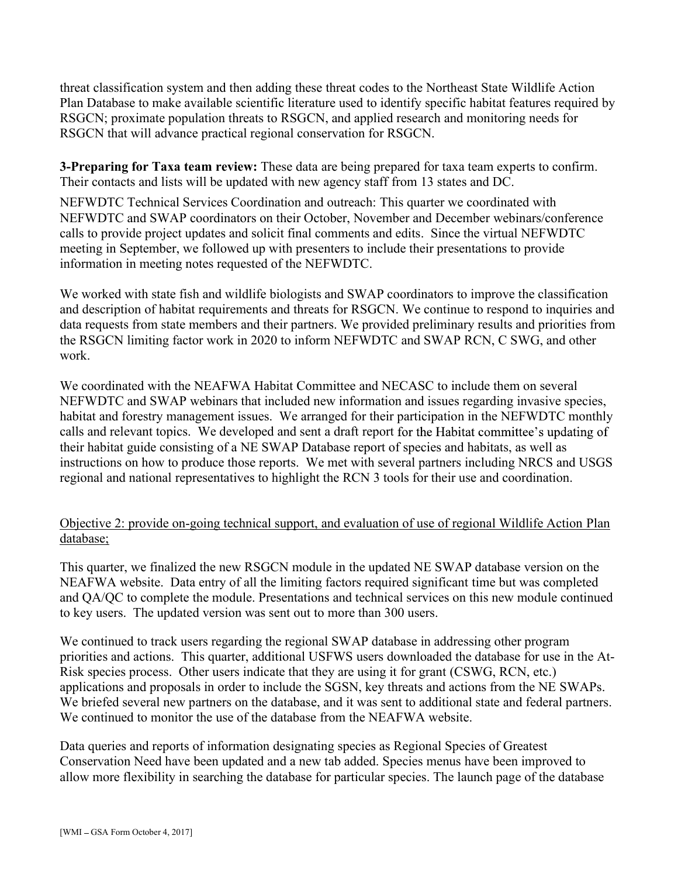threat classification system and then adding these threat codes to the Northeast State Wildlife Action Plan Database to make available scientific literature used to identify specific habitat features required by RSGCN; proximate population threats to RSGCN, and applied research and monitoring needs for RSGCN that will advance practical regional conservation for RSGCN.

**3-Preparing for Taxa team review:** These data are being prepared for taxa team experts to confirm. Their contacts and lists will be updated with new agency staff from 13 states and DC.

NEFWDTC Technical Services Coordination and outreach: This quarter we coordinated with NEFWDTC and SWAP coordinators on their October, November and December webinars/conference calls to provide project updates and solicit final comments and edits. Since the virtual NEFWDTC meeting in September, we followed up with presenters to include their presentations to provide information in meeting notes requested of the NEFWDTC.

We worked with state fish and wildlife biologists and SWAP coordinators to improve the classification and description of habitat requirements and threats for RSGCN. We continue to respond to inquiries and data requests from state members and their partners. We provided preliminary results and priorities from the RSGCN limiting factor work in 2020 to inform NEFWDTC and SWAP RCN, C SWG, and other work.

We coordinated with the NEAFWA Habitat Committee and NECASC to include them on several NEFWDTC and SWAP webinars that included new information and issues regarding invasive species, habitat and forestry management issues. We arranged for their participation in the NEFWDTC monthly calls and relevant topics. We developed and sent a draft report for the Habitat committee's updating of their habitat guide consisting of a NE SWAP Database report of species and habitats, as well as instructions on how to produce those reports. We met with several partners including NRCS and USGS regional and national representatives to highlight the RCN 3 tools for their use and coordination.

<u>Objective 2: provide on-going technical support, and evaluation of use of regional Wildlife Action Plan database;</u>

This quarter, we finalized the new RSGCN module in the updated NE SWAP database version on the NEAFWA website. Data entry of all the limiting factors required significant time but was completed and QA/QC to complete the module. Presentations and technical services on this new module continued to key users. The updated version was sent out to more than 300 users.

We continued to track users regarding the regional SWAP database in addressing other program priorities and actions. This quarter, additional USFWS users downloaded the database for use in the At-Risk species process. Other users indicate that they are using it for grant (CSWG, RCN, etc.) applications and proposals in order to include the SGSN, key threats and actions from the NE SWAPs. We briefed several new partners on the database, and it was sent to additional state and federal partners. We continued to monitor the use of the database from the NEAFWA website.

Data queries and reports of information designating species as Regional Species of Greatest Conservation Need have been updated and a new tab added. Species menus have been improved to allow more flexibility in searching the database for particular species. The launch page of the database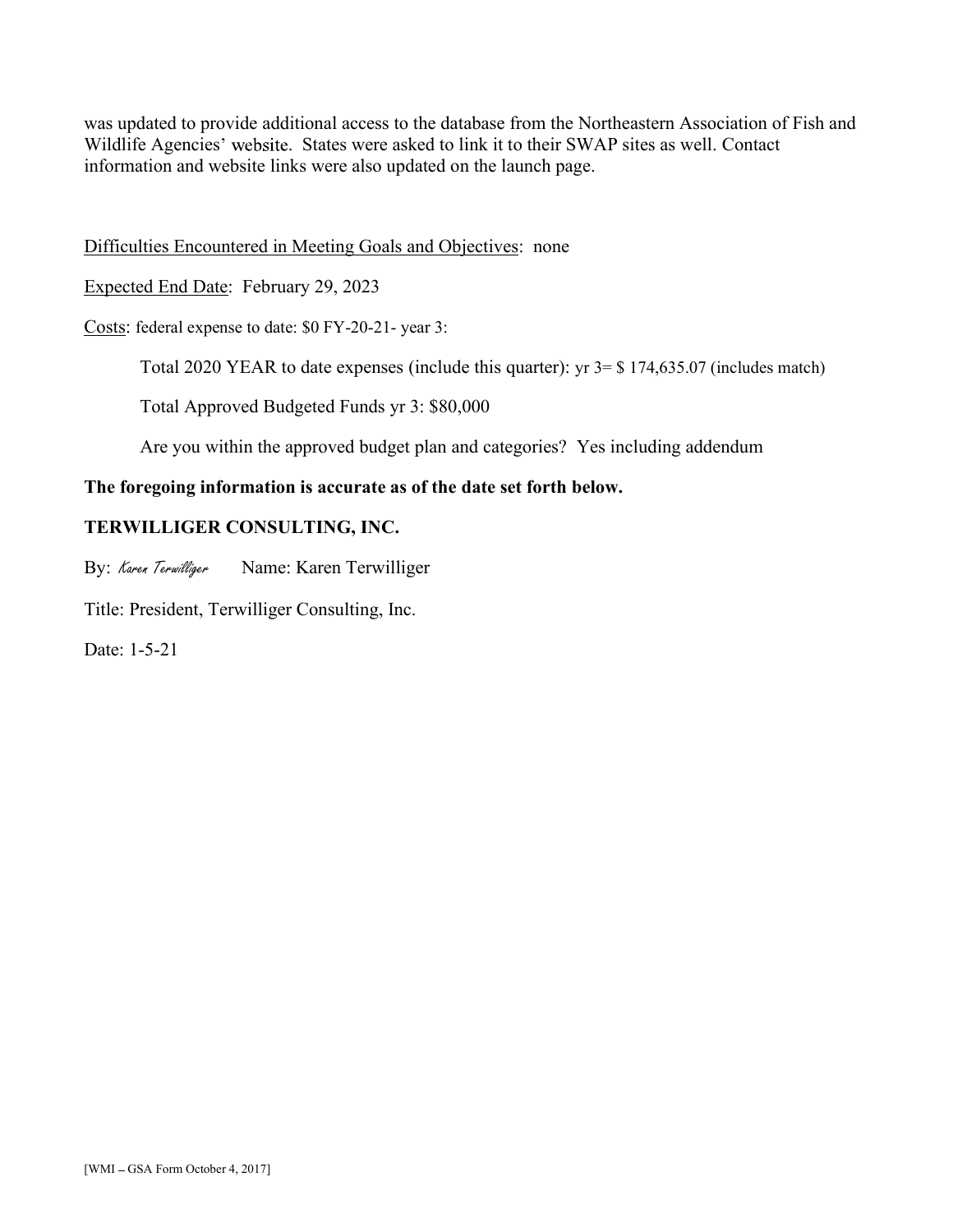was updated to provide additional access to the database from the Northeastern Association of Fish and Wildlife Agencies' website. States were asked to link it to their SWAP sites as well. Contact information and website links were also updated on the launch page.

Difficulties Encountered in Meeting Goals and Objectives: none

Expected End Date: February 29, 2023

Costs: federal expense to date: $0 FY-20-21- year 3:

Total 2020 YEAR to date expenses (include this quarter): yr 3= $ 174,635.07 (includes match)

Total Approved Budgeted Funds yr 3: $80,000

Are you within the approved budget plan and categories? Yes including addendum

**The foregoing information is accurate as of the date set forth below.**

**TERWILLIGER CONSULTING, INC.**

By: *Karen Terwilliger* Name: Karen Terwilliger

Title: President, Terwilliger Consulting, Inc.

Date: 1-5-21

[WMI – GSA Form October 4, 2017]